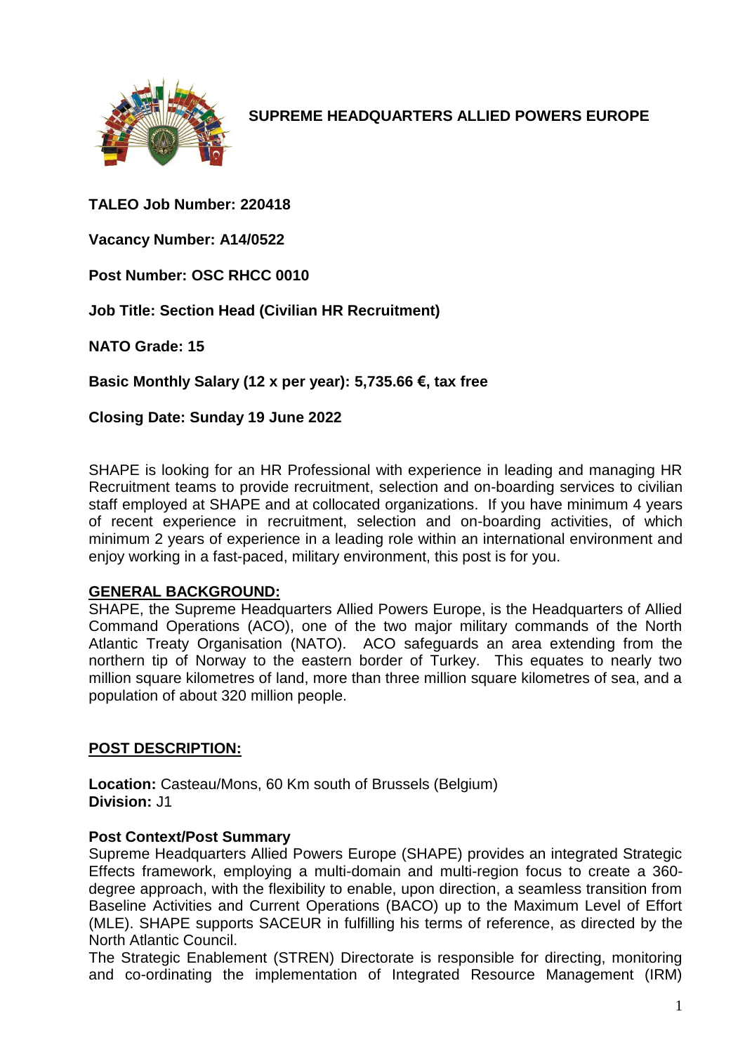# SUPREME HEADQUARTERS ALLIED POWERS EUROPE

**TALEO Job Number: 220418**

**Vacancy Number: A14/0522**

**Post Number: OSC RHCC 0010**

**Job Title: Section Head (Civilian HR Recruitment)**

**NATO Grade: 15**

**Basic Monthly Salary (12 x per year): 5,735.66 €, tax free**

**Closing Date: Sunday 19 June 2022**

SHAPE is looking for an HR Professional with experience in leading and managing HR Recruitment teams to provide recruitment, selection and on-boarding services to civilian staff employed at SHAPE and at collocated organizations. If you have minimum 4 years of recent experience in recruitment, selection and on-boarding activities, of which minimum 2 years of experience in a leading role within an international environment and enjoy working in a fast-paced, military environment, this post is for you.

## GENERAL BACKGROUND:

SHAPE, the Supreme Headquarters Allied Powers Europe, is the Headquarters of Allied Command Operations (ACO), one of the two major military commands of the North Atlantic Treaty Organisation (NATO). ACO safeguards an area extending from the northern tip of Norway to the eastern border of Turkey. This equates to nearly two million square kilometres of land, more than three million square kilometres of sea, and a population of about 320 million people.

## POST DESCRIPTION:

**Location:** Casteau/Mons, 60 Km south of Brussels (Belgium)
**Division:** J1

### Post Context/Post Summary

Supreme Headquarters Allied Powers Europe (SHAPE) provides an integrated Strategic Effects framework, employing a multi-domain and multi-region focus to create a 360-degree approach, with the flexibility to enable, upon direction, a seamless transition from Baseline Activities and Current Operations (BACO) up to the Maximum Level of Effort (MLE). SHAPE supports SACEUR in fulfilling his terms of reference, as directed by the North Atlantic Council.

The Strategic Enablement (STREN) Directorate is responsible for directing, monitoring and co-ordinating the implementation of Integrated Resource Management (IRM)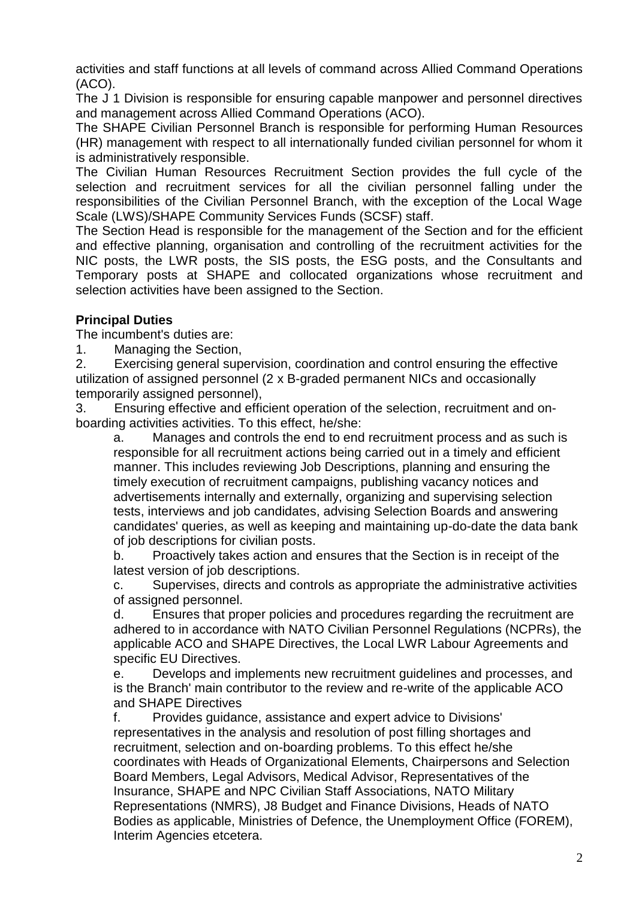activities and staff functions at all levels of command across Allied Command Operations (ACO).

The J 1 Division is responsible for ensuring capable manpower and personnel directives and management across Allied Command Operations (ACO).

The SHAPE Civilian Personnel Branch is responsible for performing Human Resources (HR) management with respect to all internationally funded civilian personnel for whom it is administratively responsible.

The Civilian Human Resources Recruitment Section provides the full cycle of the selection and recruitment services for all the civilian personnel falling under the responsibilities of the Civilian Personnel Branch, with the exception of the Local Wage Scale (LWS)/SHAPE Community Services Funds (SCSF) staff.

The Section Head is responsible for the management of the Section and for the efficient and effective planning, organisation and controlling of the recruitment activities for the NIC posts, the LWR posts, the SIS posts, the ESG posts, and the Consultants and Temporary posts at SHAPE and collocated organizations whose recruitment and selection activities have been assigned to the Section.

**Principal Duties**

The incumbent's duties are:

1. Managing the Section,
2. Exercising general supervision, coordination and control ensuring the effective utilization of assigned personnel (2 x B-graded permanent NICs and occasionally temporarily assigned personnel),
3. Ensuring effective and efficient operation of the selection, recruitment and on-boarding activities activities. To this effect, he/she:
   a. Manages and controls the end to end recruitment process and as such is responsible for all recruitment actions being carried out in a timely and efficient manner. This includes reviewing Job Descriptions, planning and ensuring the timely execution of recruitment campaigns, publishing vacancy notices and advertisements internally and externally, organizing and supervising selection tests, interviews and job candidates, advising Selection Boards and answering candidates' queries, as well as keeping and maintaining up-do-date the data bank of job descriptions for civilian posts.
   b. Proactively takes action and ensures that the Section is in receipt of the latest version of job descriptions.
   c. Supervises, directs and controls as appropriate the administrative activities of assigned personnel.
   d. Ensures that proper policies and procedures regarding the recruitment are adhered to in accordance with NATO Civilian Personnel Regulations (NCPRs), the applicable ACO and SHAPE Directives, the Local LWR Labour Agreements and specific EU Directives.
   e. Develops and implements new recruitment guidelines and processes, and is the Branch' main contributor to the review and re-write of the applicable ACO and SHAPE Directives
   f. Provides guidance, assistance and expert advice to Divisions' representatives in the analysis and resolution of post filling shortages and recruitment, selection and on-boarding problems. To this effect he/she coordinates with Heads of Organizational Elements, Chairpersons and Selection Board Members, Legal Advisors, Medical Advisor, Representatives of the Insurance, SHAPE and NPC Civilian Staff Associations, NATO Military Representations (NMRS), J8 Budget and Finance Divisions, Heads of NATO Bodies as applicable, Ministries of Defence, the Unemployment Office (FOREM), Interim Agencies etcetera.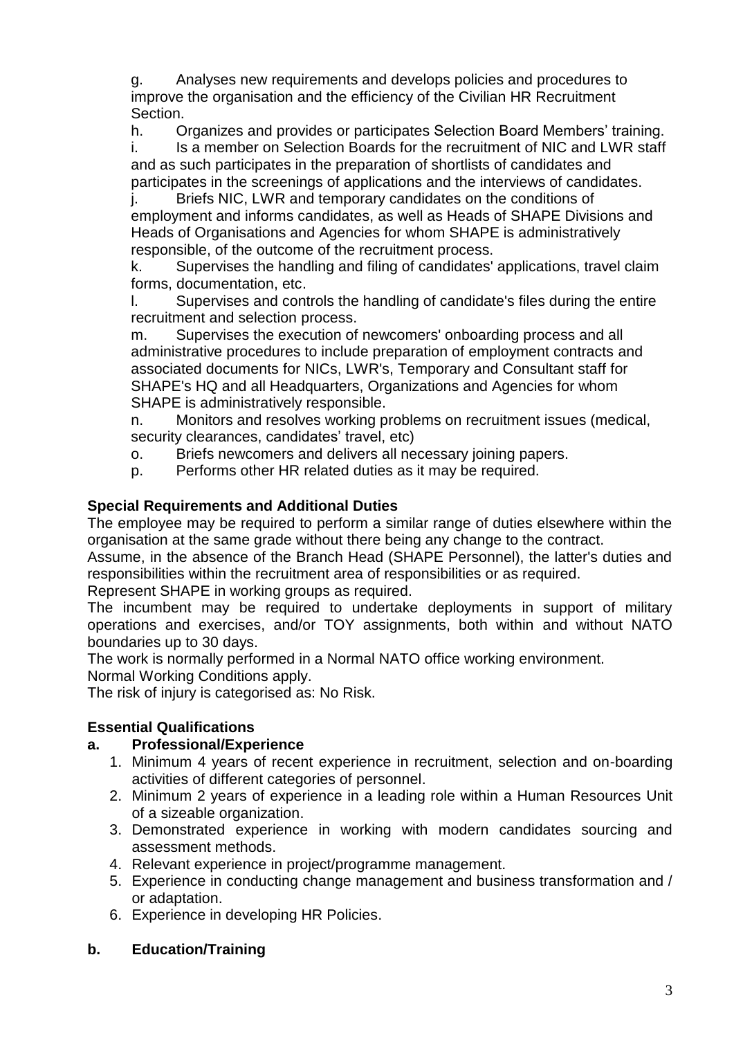g. Analyses new requirements and develops policies and procedures to improve the organisation and the efficiency of the Civilian HR Recruitment Section.

h. Organizes and provides or participates Selection Board Members' training.

i. Is a member on Selection Boards for the recruitment of NIC and LWR staff and as such participates in the preparation of shortlists of candidates and participates in the screenings of applications and the interviews of candidates.

j. Briefs NIC, LWR and temporary candidates on the conditions of employment and informs candidates, as well as Heads of SHAPE Divisions and Heads of Organisations and Agencies for whom SHAPE is administratively responsible, of the outcome of the recruitment process.

k. Supervises the handling and filing of candidates' applications, travel claim forms, documentation, etc.

l. Supervises and controls the handling of candidate's files during the entire recruitment and selection process.

m. Supervises the execution of newcomers' onboarding process and all administrative procedures to include preparation of employment contracts and associated documents for NICs, LWR's, Temporary and Consultant staff for SHAPE's HQ and all Headquarters, Organizations and Agencies for whom SHAPE is administratively responsible.

n. Monitors and resolves working problems on recruitment issues (medical, security clearances, candidates' travel, etc)

o. Briefs newcomers and delivers all necessary joining papers.

p. Performs other HR related duties as it may be required.

**Special Requirements and Additional Duties**

The employee may be required to perform a similar range of duties elsewhere within the organisation at the same grade without there being any change to the contract.

Assume, in the absence of the Branch Head (SHAPE Personnel), the latter's duties and responsibilities within the recruitment area of responsibilities or as required.

Represent SHAPE in working groups as required.

The incumbent may be required to undertake deployments in support of military operations and exercises, and/or TOY assignments, both within and without NATO boundaries up to 30 days.

The work is normally performed in a Normal NATO office working environment.

Normal Working Conditions apply.

The risk of injury is categorised as: No Risk.

**Essential Qualifications**

**a. Professional/Experience**

1. Minimum 4 years of recent experience in recruitment, selection and on-boarding activities of different categories of personnel.
2. Minimum 2 years of experience in a leading role within a Human Resources Unit of a sizeable organization.
3. Demonstrated experience in working with modern candidates sourcing and assessment methods.
4. Relevant experience in project/programme management.
5. Experience in conducting change management and business transformation and / or adaptation.
6. Experience in developing HR Policies.

**b. Education/Training**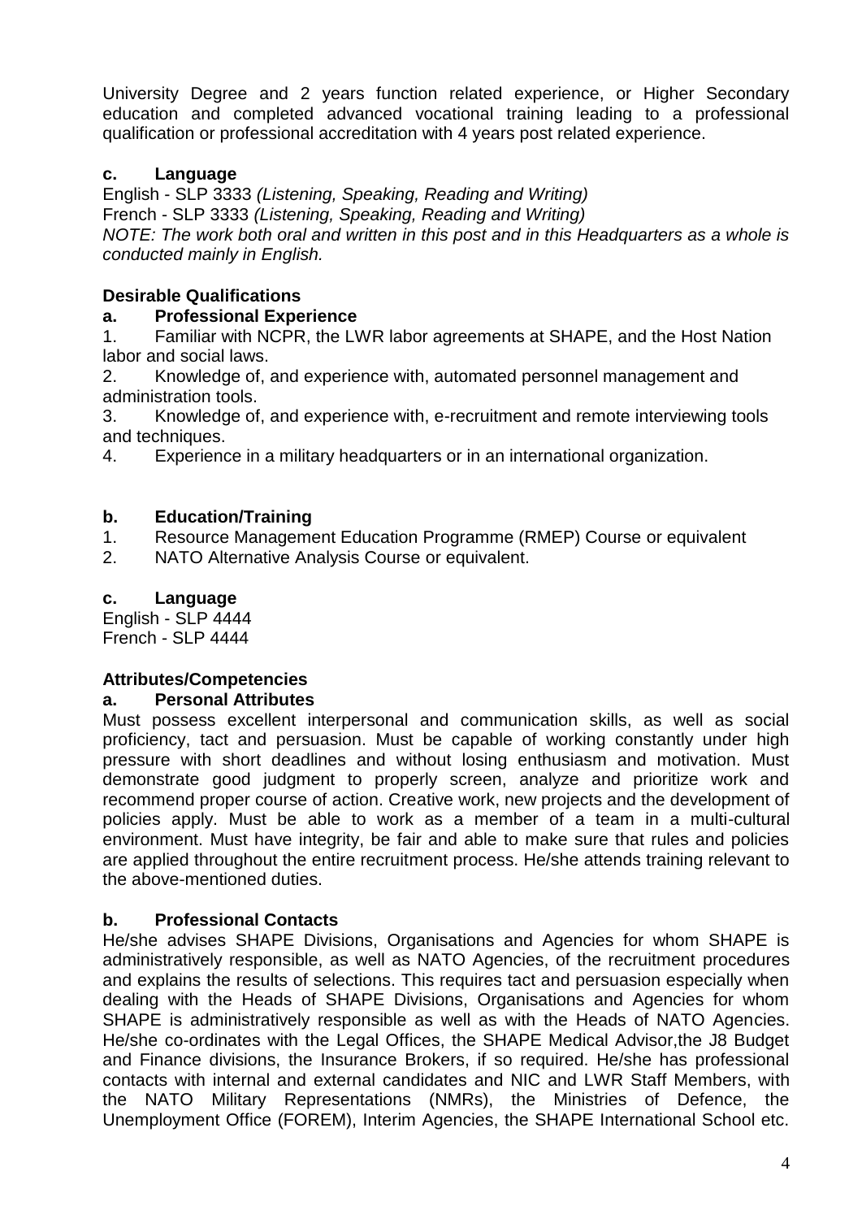University Degree and 2 years function related experience, or Higher Secondary education and completed advanced vocational training leading to a professional qualification or professional accreditation with 4 years post related experience.

**c. Language**

English - SLP 3333 *(Listening, Speaking, Reading and Writing)*
French - SLP 3333 *(Listening, Speaking, Reading and Writing)*
*NOTE: The work both oral and written in this post and in this Headquarters as a whole is conducted mainly in English.*

**Desirable Qualifications**

**a. Professional Experience**

1. Familiar with NCPR, the LWR labor agreements at SHAPE, and the Host Nation labor and social laws.
2. Knowledge of, and experience with, automated personnel management and administration tools.
3. Knowledge of, and experience with, e-recruitment and remote interviewing tools and techniques.
4. Experience in a military headquarters or in an international organization.

**b. Education/Training**

1. Resource Management Education Programme (RMEP) Course or equivalent
2. NATO Alternative Analysis Course or equivalent.

**c. Language**

English - SLP 4444
French - SLP 4444

**Attributes/Competencies**

**a. Personal Attributes**

Must possess excellent interpersonal and communication skills, as well as social proficiency, tact and persuasion. Must be capable of working constantly under high pressure with short deadlines and without losing enthusiasm and motivation. Must demonstrate good judgment to properly screen, analyze and prioritize work and recommend proper course of action. Creative work, new projects and the development of policies apply. Must be able to work as a member of a team in a multi-cultural environment. Must have integrity, be fair and able to make sure that rules and policies are applied throughout the entire recruitment process. He/she attends training relevant to the above-mentioned duties.

**b. Professional Contacts**

He/she advises SHAPE Divisions, Organisations and Agencies for whom SHAPE is administratively responsible, as well as NATO Agencies, of the recruitment procedures and explains the results of selections. This requires tact and persuasion especially when dealing with the Heads of SHAPE Divisions, Organisations and Agencies for whom SHAPE is administratively responsible as well as with the Heads of NATO Agencies. He/she co-ordinates with the Legal Offices, the SHAPE Medical Advisor,the J8 Budget and Finance divisions, the Insurance Brokers, if so required. He/she has professional contacts with internal and external candidates and NIC and LWR Staff Members, with the NATO Military Representations (NMRs), the Ministries of Defence, the Unemployment Office (FOREM), Interim Agencies, the SHAPE International School etc.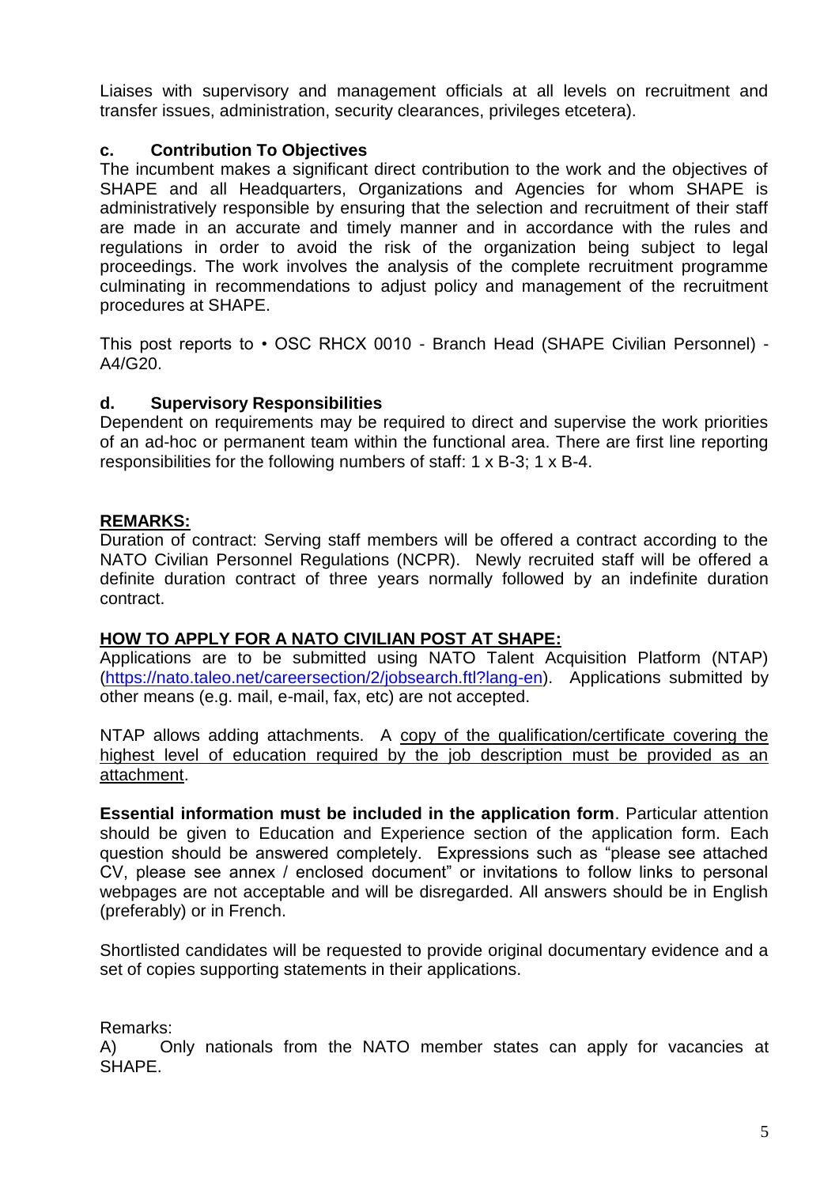Liaises with supervisory and management officials at all levels on recruitment and transfer issues, administration, security clearances, privileges etcetera).

### c. Contribution To Objectives

The incumbent makes a significant direct contribution to the work and the objectives of SHAPE and all Headquarters, Organizations and Agencies for whom SHAPE is administratively responsible by ensuring that the selection and recruitment of their staff are made in an accurate and timely manner and in accordance with the rules and regulations in order to avoid the risk of the organization being subject to legal proceedings. The work involves the analysis of the complete recruitment programme culminating in recommendations to adjust policy and management of the recruitment procedures at SHAPE.

This post reports to • OSC RHCX 0010 - Branch Head (SHAPE Civilian Personnel) - A4/G20.

### d. Supervisory Responsibilities

Dependent on requirements may be required to direct and supervise the work priorities of an ad-hoc or permanent team within the functional area. There are first line reporting responsibilities for the following numbers of staff: 1 x B-3; 1 x B-4.

## REMARKS:

Duration of contract: Serving staff members will be offered a contract according to the NATO Civilian Personnel Regulations (NCPR). Newly recruited staff will be offered a definite duration contract of three years normally followed by an indefinite duration contract.

## HOW TO APPLY FOR A NATO CIVILIAN POST AT SHAPE:

Applications are to be submitted using NATO Talent Acquisition Platform (NTAP) (https://nato.taleo.net/careersection/2/jobsearch.ftl?lang-en). Applications submitted by other means (e.g. mail, e-mail, fax, etc) are not accepted.

NTAP allows adding attachments. A copy of the qualification/certificate covering the highest level of education required by the job description must be provided as an attachment.

**Essential information must be included in the application form**. Particular attention should be given to Education and Experience section of the application form. Each question should be answered completely. Expressions such as "please see attached CV, please see annex / enclosed document" or invitations to follow links to personal webpages are not acceptable and will be disregarded. All answers should be in English (preferably) or in French.

Shortlisted candidates will be requested to provide original documentary evidence and a set of copies supporting statements in their applications.

Remarks:

A) Only nationals from the NATO member states can apply for vacancies at SHAPE.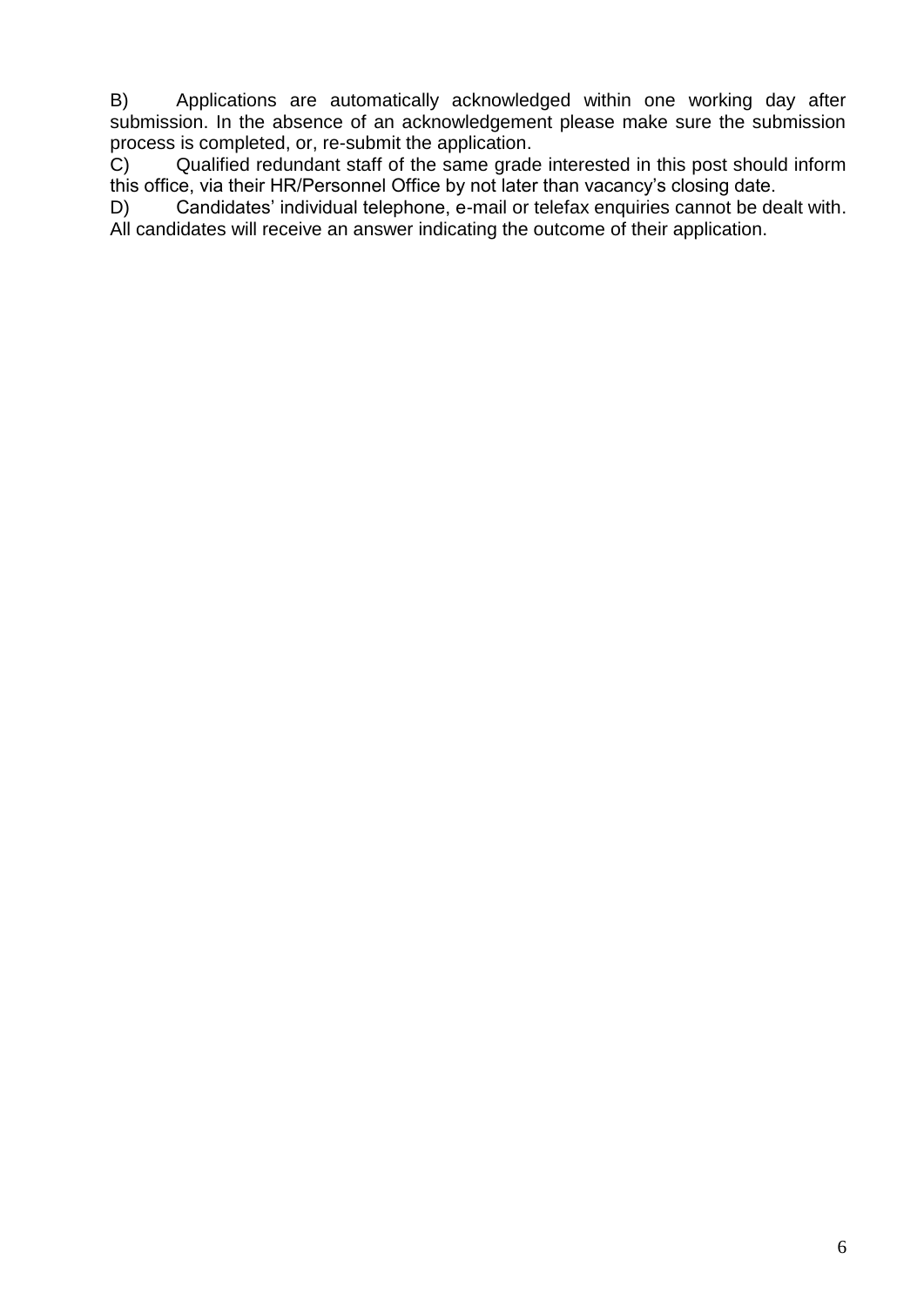B) Applications are automatically acknowledged within one working day after submission. In the absence of an acknowledgement please make sure the submission process is completed, or, re-submit the application.

C) Qualified redundant staff of the same grade interested in this post should inform this office, via their HR/Personnel Office by not later than vacancy's closing date.

D) Candidates' individual telephone, e-mail or telefax enquiries cannot be dealt with. All candidates will receive an answer indicating the outcome of their application.